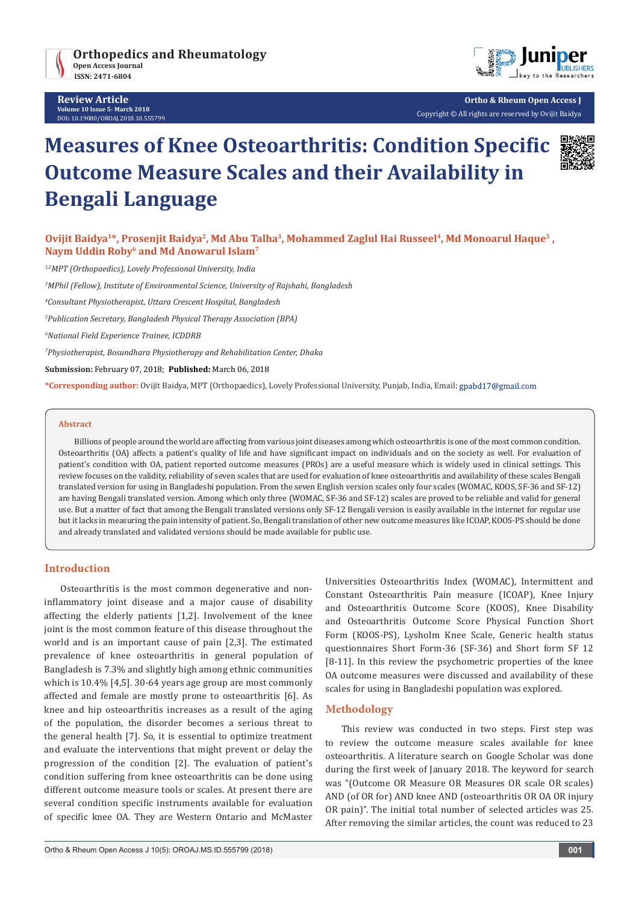Review Article

# Measures of Knee Osteoarthritis: Condition Specific Outcome Measure Scales and their Availability in Bengali Language

**Ovijit Baidya[1]\*, Prosenjit Baidya[2], Md Abu Talha[3], Mohammed Zaglul Hai Russeel[4], Md Monoarul Haque[5], Naym Uddin Roby[6] and Md Anowarul Islam[7]**

*[1,2]MPT (Orthopaedics), Lovely Professional University, India*

*[3]MPhil (Fellow), Institute of Environmental Science, University of Rajshahi, Bangladesh*

*[4]Consultant Physiotherapist, Uttara Crescent Hospital, Bangladesh*

*[5]Publication Secretary, Bangladesh Physical Therapy Association (BPA)*

*[6]National Field Experience Trainee, ICDDRB*

*[7]Physiotherapist, Bosundhara Physiotherapy and Rehabilitation Center, Dhaka*

**Submission:** February 07, 2018; **Published:** March 06, 2018

**\*Corresponding author:** Ovijit Baidya, MPT (Orthopaedics), Lovely Professional University, Punjab, India, Email: gpabd17@gmail.com

## Abstract

Billions of people around the world are affecting from various joint diseases among which osteoarthritis is one of the most common condition. Osteoarthritis (OA) affects a patient's quality of life and have significant impact on individuals and on the society as well. For evaluation of patient's condition with OA, patient reported outcome measures (PROs) are a useful measure which is widely used in clinical settings. This review focuses on the validity, reliability of seven scales that are used for evaluation of knee osteoarthritis and availability of these scales Bengali translated version for using in Bangladeshi population. From the seven English version scales only four scales (WOMAC, KOOS, SF-36 and SF-12) are having Bengali translated version. Among which only three (WOMAC, SF-36 and SF-12) scales are proved to be reliable and valid for general use. But a matter of fact that among the Bengali translated versions only SF-12 Bengali version is easily available in the internet for regular use but it lacks in measuring the pain intensity of patient. So, Bengali translation of other new outcome measures like ICOAP, KOOS-PS should be done and already translated and validated versions should be made available for public use.

## Introduction

Osteoarthritis is the most common degenerative and non-inflammatory joint disease and a major cause of disability affecting the elderly patients [1,2]. Involvement of the knee joint is the most common feature of this disease throughout the world and is an important cause of pain [2,3]. The estimated prevalence of knee osteoarthritis in general population of Bangladesh is 7.3% and slightly high among ethnic communities which is 10.4% [4,5]. 30-64 years age group are most commonly affected and female are mostly prone to osteoarthritis [6]. As knee and hip osteoarthritis increases as a result of the aging of the population, the disorder becomes a serious threat to the general health [7]. So, it is essential to optimize treatment and evaluate the interventions that might prevent or delay the progression of the condition [2]. The evaluation of patient's condition suffering from knee osteoarthritis can be done using different outcome measure tools or scales. At present there are several condition specific instruments available for evaluation of specific knee OA. They are Western Ontario and McMaster Universities Osteoarthritis Index (WOMAC), Intermittent and Constant Osteoarthritis Pain measure (ICOAP), Knee Injury and Osteoarthritis Outcome Score (KOOS), Knee Disability and Osteoarthritis Outcome Score Physical Function Short Form (KOOS-PS), Lysholm Knee Scale, Generic health status questionnaires Short Form-36 (SF-36) and Short form SF 12 [8-11]. In this review the psychometric properties of the knee OA outcome measures were discussed and availability of these scales for using in Bangladeshi population was explored.

## Methodology

This review was conducted in two steps. First step was to review the outcome measure scales available for knee osteoarthritis. A literature search on Google Scholar was done during the first week of January 2018. The keyword for search was "(Outcome OR Measure OR Measures OR scale OR scales) AND (of OR for) AND knee AND (osteoarthritis OR OA OR injury OR pain)". The initial total number of selected articles was 25. After removing the similar articles, the count was reduced to 23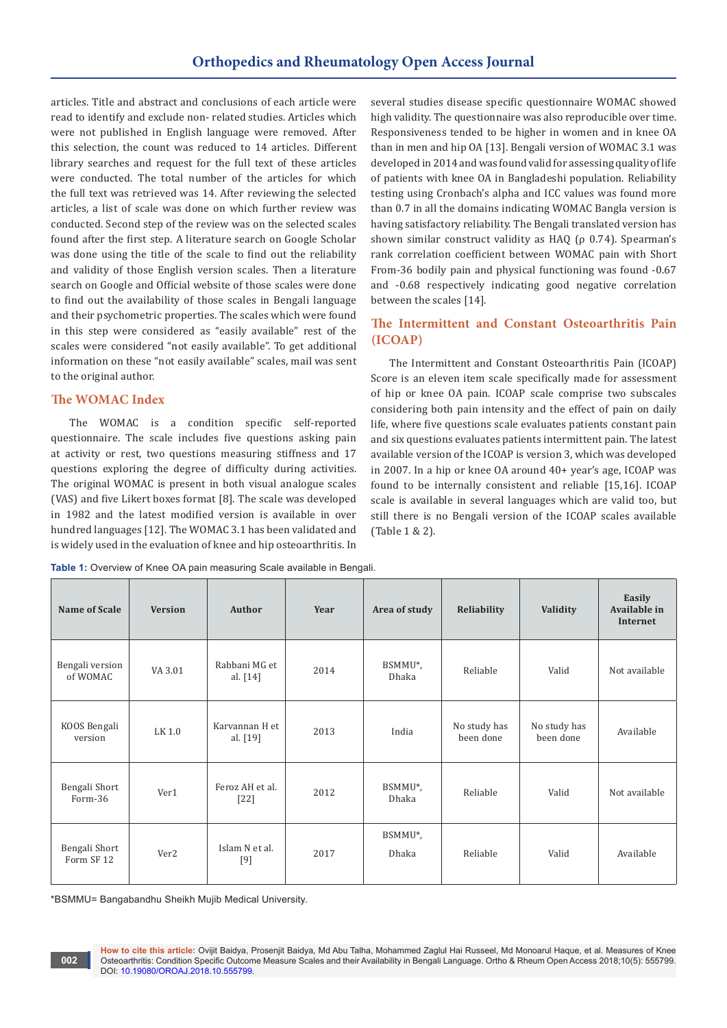articles. Title and abstract and conclusions of each article were read to identify and exclude non- related studies. Articles which were not published in English language were removed. After this selection, the count was reduced to 14 articles. Different library searches and request for the full text of these articles were conducted. The total number of the articles for which the full text was retrieved was 14. After reviewing the selected articles, a list of scale was done on which further review was conducted. Second step of the review was on the selected scales found after the first step. A literature search on Google Scholar was done using the title of the scale to find out the reliability and validity of those English version scales. Then a literature search on Google and Official website of those scales were done to find out the availability of those scales in Bengali language and their psychometric properties. The scales which were found in this step were considered as "easily available" rest of the scales were considered "not easily available". To get additional information on these "not easily available" scales, mail was sent to the original author.

## The WOMAC Index

The WOMAC is a condition specific self-reported questionnaire. The scale includes five questions asking pain at activity or rest, two questions measuring stiffness and 17 questions exploring the degree of difficulty during activities. The original WOMAC is present in both visual analogue scales (VAS) and five Likert boxes format [8]. The scale was developed in 1982 and the latest modified version is available in over hundred languages [12]. The WOMAC 3.1 has been validated and is widely used in the evaluation of knee and hip osteoarthritis. In several studies disease specific questionnaire WOMAC showed high validity. The questionnaire was also reproducible over time. Responsiveness tended to be higher in women and in knee OA than in men and hip OA [13]. Bengali version of WOMAC 3.1 was developed in 2014 and was found valid for assessing quality of life of patients with knee OA in Bangladeshi population. Reliability testing using Cronbach's alpha and ICC values was found more than 0.7 in all the domains indicating WOMAC Bangla version is having satisfactory reliability. The Bengali translated version has shown similar construct validity as HAQ (ρ 0.74). Spearman's rank correlation coefficient between WOMAC pain with Short From-36 bodily pain and physical functioning was found -0.67 and -0.68 respectively indicating good negative correlation between the scales [14].

## The Intermittent and Constant Osteoarthritis Pain (ICOAP)

The Intermittent and Constant Osteoarthritis Pain (ICOAP) Score is an eleven item scale specifically made for assessment of hip or knee OA pain. ICOAP scale comprise two subscales considering both pain intensity and the effect of pain on daily life, where five questions scale evaluates patients constant pain and six questions evaluates patients intermittent pain. The latest available version of the ICOAP is version 3, which was developed in 2007. In a hip or knee OA around 40+ year's age, ICOAP was found to be internally consistent and reliable [15,16]. ICOAP scale is available in several languages which are valid too, but still there is no Bengali version of the ICOAP scales available (Table 1 & 2).

**Table 1:** Overview of Knee OA pain measuring Scale available in Bengali.

| Name of Scale | Version | Author | Year | Area of study | Reliability | Validity | Easily Available in Internet |
|---|---|---|---|---|---|---|---|
| Bengali version of WOMAC | VA 3.01 | Rabbani MG et al. [14] | 2014 | BSMMU*, Dhaka | Reliable | Valid | Not available |
| KOOS Bengali version | LK 1.0 | Karvannan H et al. [19] | 2013 | India | No study has been done | No study has been done | Available |
| Bengali Short Form-36 | Ver1 | Feroz AH et al. [22] | 2012 | BSMMU*, Dhaka | Reliable | Valid | Not available |
| Bengali Short Form SF 12 | Ver2 | Islam N et al. [9] | 2017 | BSMMU*, Dhaka | Reliable | Valid | Available |

*BSMMU= Bangabandhu Sheikh Mujib Medical University.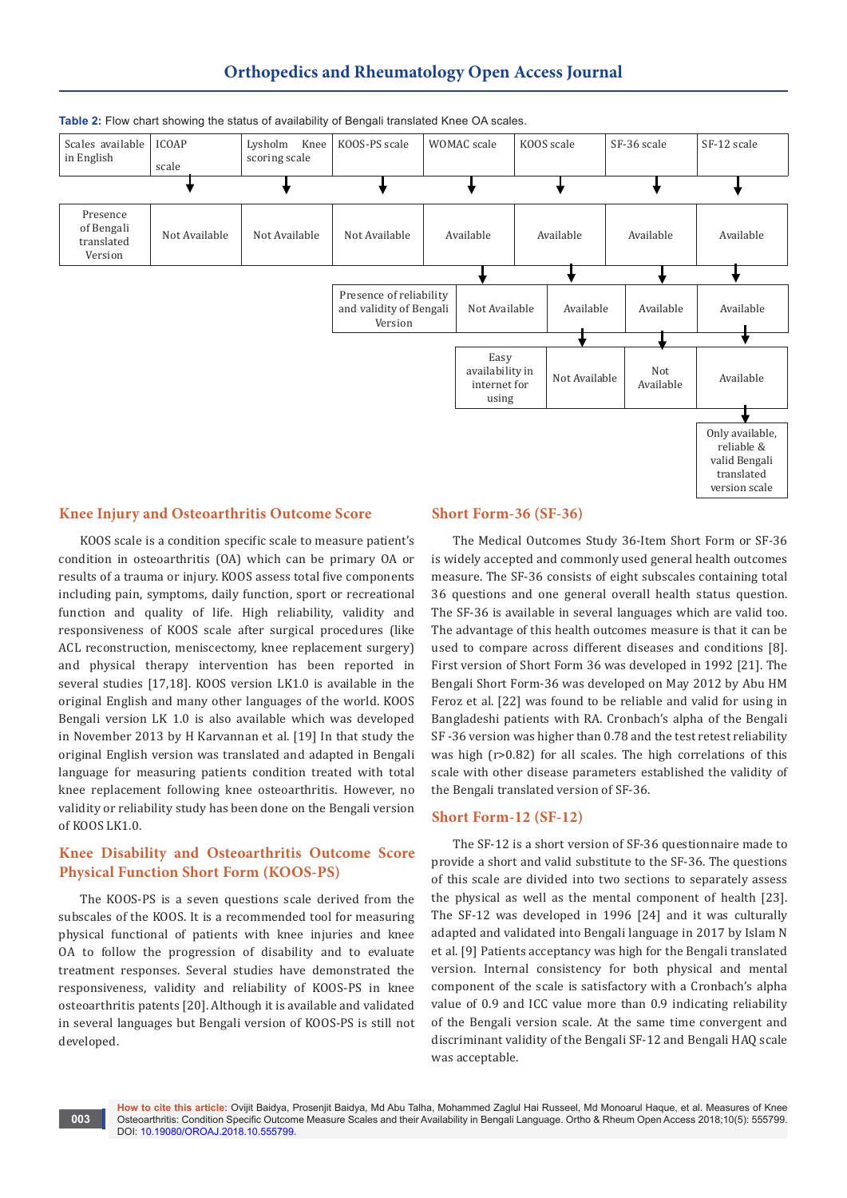**Table 2:** Flow chart showing the status of availability of Bengali translated Knee OA scales.

| Scales available in English | ICOAP scale | Lysholm Knee scoring scale | KOOS-PS scale | WOMAC scale | KOOS scale | SF-36 scale | SF-12 scale |
|---|---|---|---|---|---|---|---|
| Presence of Bengali translated Version | Not Available | Not Available | Not Available | Available | Available | Available | Available |
| Presence of reliability and validity of Bengali Version | | | | Not Available | Available | Available | Available |
| Easy availability in internet for using | | | | | Not Available | Not Available | Available |
| | | | | | | | Only available, reliable & valid Bengali translated version scale |

## Knee Injury and Osteoarthritis Outcome Score

KOOS scale is a condition specific scale to measure patient's condition in osteoarthritis (OA) which can be primary OA or results of a trauma or injury. KOOS assess total five components including pain, symptoms, daily function, sport or recreational function and quality of life. High reliability, validity and responsiveness of KOOS scale after surgical procedures (like ACL reconstruction, meniscectomy, knee replacement surgery) and physical therapy intervention has been reported in several studies [17,18]. KOOS version LK1.0 is available in the original English and many other languages of the world. KOOS Bengali version LK 1.0 is also available which was developed in November 2013 by H Karvannan et al. [19] In that study the original English version was translated and adapted in Bengali language for measuring patients condition treated with total knee replacement following knee osteoarthritis. However, no validity or reliability study has been done on the Bengali version of KOOS LK1.0.

## Knee Disability and Osteoarthritis Outcome Score Physical Function Short Form (KOOS-PS)

The KOOS-PS is a seven questions scale derived from the subscales of the KOOS. It is a recommended tool for measuring physical functional of patients with knee injuries and knee OA to follow the progression of disability and to evaluate treatment responses. Several studies have demonstrated the responsiveness, validity and reliability of KOOS-PS in knee osteoarthritis patents [20]. Although it is available and validated in several languages but Bengali version of KOOS-PS is still not developed.

## Short Form-36 (SF-36)

The Medical Outcomes Study 36-Item Short Form or SF-36 is widely accepted and commonly used general health outcomes measure. The SF-36 consists of eight subscales containing total 36 questions and one general overall health status question. The SF-36 is available in several languages which are valid too. The advantage of this health outcomes measure is that it can be used to compare across different diseases and conditions [8]. First version of Short Form 36 was developed in 1992 [21]. The Bengali Short Form-36 was developed on May 2012 by Abu HM Feroz et al. [22] was found to be reliable and valid for using in Bangladeshi patients with RA. Cronbach's alpha of the Bengali SF -36 version was higher than 0.78 and the test retest reliability was high (r>0.82) for all scales. The high correlations of this scale with other disease parameters established the validity of the Bengali translated version of SF-36.

## Short Form-12 (SF-12)

The SF-12 is a short version of SF-36 questionnaire made to provide a short and valid substitute to the SF-36. The questions of this scale are divided into two sections to separately assess the physical as well as the mental component of health [23]. The SF-12 was developed in 1996 [24] and it was culturally adapted and validated into Bengali language in 2017 by Islam N et al. [9] Patients acceptancy was high for the Bengali translated version. Internal consistency for both physical and mental component of the scale is satisfactory with a Cronbach's alpha value of 0.9 and ICC value more than 0.9 indicating reliability of the Bengali version scale. At the same time convergent and discriminant validity of the Bengali SF-12 and Bengali HAQ scale was acceptable.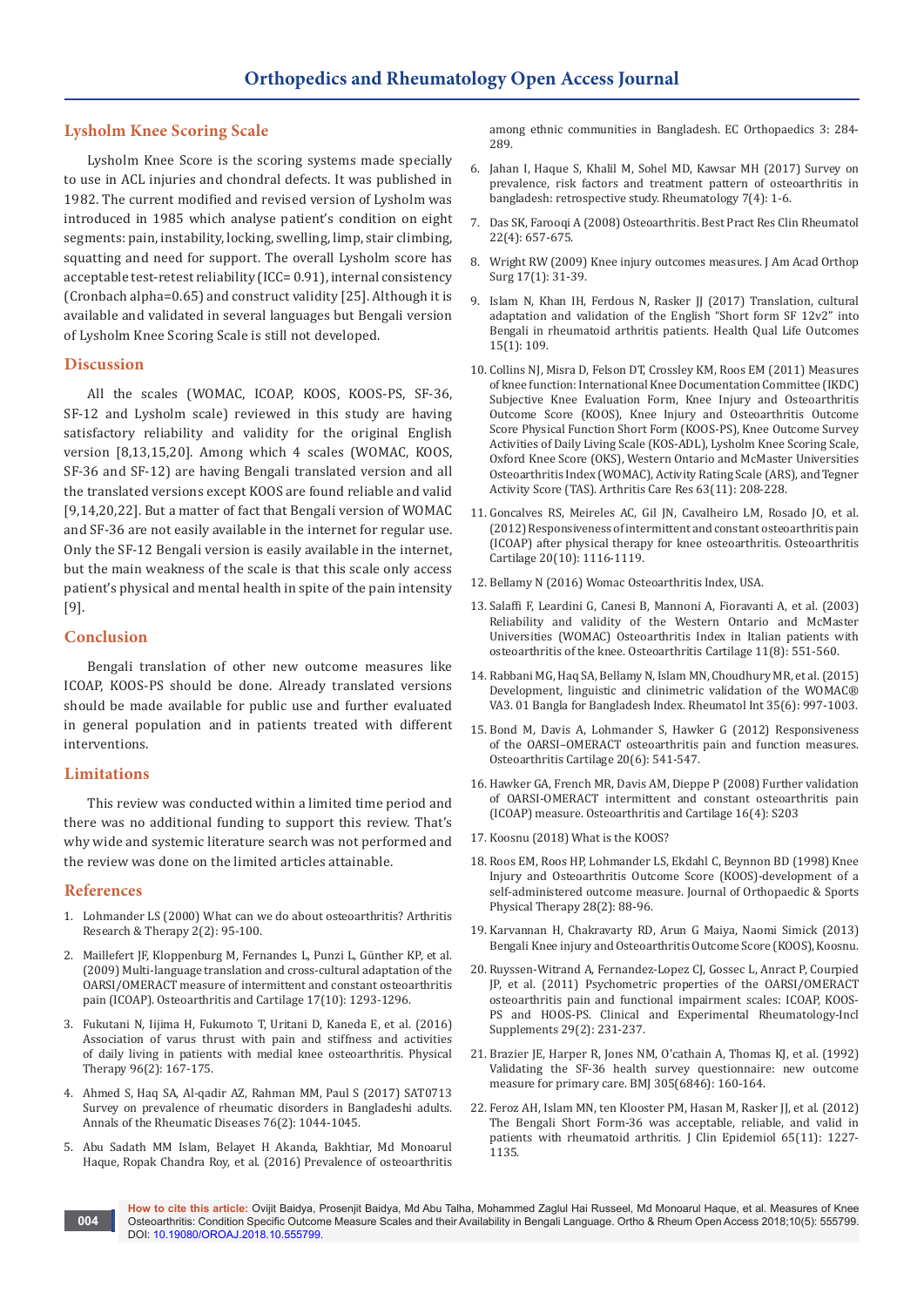## Lysholm Knee Scoring Scale

Lysholm Knee Score is the scoring systems made specially to use in ACL injuries and chondral defects. It was published in 1982. The current modified and revised version of Lysholm was introduced in 1985 which analyse patient's condition on eight segments: pain, instability, locking, swelling, limp, stair climbing, squatting and need for support. The overall Lysholm score has acceptable test-retest reliability (ICC= 0.91), internal consistency (Cronbach alpha=0.65) and construct validity [25]. Although it is available and validated in several languages but Bengali version of Lysholm Knee Scoring Scale is still not developed.

## Discussion

All the scales (WOMAC, ICOAP, KOOS, KOOS-PS, SF-36, SF-12 and Lysholm scale) reviewed in this study are having satisfactory reliability and validity for the original English version [8,13,15,20]. Among which 4 scales (WOMAC, KOOS, SF-36 and SF-12) are having Bengali translated version and all the translated versions except KOOS are found reliable and valid [9,14,20,22]. But a matter of fact that Bengali version of WOMAC and SF-36 are not easily available in the internet for regular use. Only the SF-12 Bengali version is easily available in the internet, but the main weakness of the scale is that this scale only access patient's physical and mental health in spite of the pain intensity [9].

## Conclusion

Bengali translation of other new outcome measures like ICOAP, KOOS-PS should be done. Already translated versions should be made available for public use and further evaluated in general population and in patients treated with different interventions.

## Limitations

This review was conducted within a limited time period and there was no additional funding to support this review. That's why wide and systemic literature search was not performed and the review was done on the limited articles attainable.

## References

1. Lohmander LS (2000) What can we do about osteoarthritis? Arthritis Research & Therapy 2(2): 95-100.
2. Maillefert JF, Kloppenburg M, Fernandes L, Punzi L, Günther KP, et al. (2009) Multi-language translation and cross-cultural adaptation of the OARSI/OMERACT measure of intermittent and constant osteoarthritis pain (ICOAP). Osteoarthritis and Cartilage 17(10): 1293-1296.
3. Fukutani N, Iijima H, Fukumoto T, Uritani D, Kaneda E, et al. (2016) Association of varus thrust with pain and stiffness and activities of daily living in patients with medial knee osteoarthritis. Physical Therapy 96(2): 167-175.
4. Ahmed S, Haq SA, Al-qadir AZ, Rahman MM, Paul S (2017) SAT0713 Survey on prevalence of rheumatic disorders in Bangladeshi adults. Annals of the Rheumatic Diseases 76(2): 1044-1045.
5. Abu Sadath MM Islam, Belayet H Akanda, Bakhtiar, Md Monoarul Haque, Ropak Chandra Roy, et al. (2016) Prevalence of osteoarthritis among ethnic communities in Bangladesh. EC Orthopaedics 3: 284-289.
6. Jahan I, Haque S, Khalil M, Sohel MD, Kawsar MH (2017) Survey on prevalence, risk factors and treatment pattern of osteoarthritis in bangladesh: retrospective study. Rheumatology 7(4): 1-6.
7. Das SK, Farooqi A (2008) Osteoarthritis. Best Pract Res Clin Rheumatol 22(4): 657-675.
8. Wright RW (2009) Knee injury outcomes measures. J Am Acad Orthop Surg 17(1): 31-39.
9. Islam N, Khan IH, Ferdous N, Rasker JJ (2017) Translation, cultural adaptation and validation of the English "Short form SF 12v2" into Bengali in rheumatoid arthritis patients. Health Qual Life Outcomes 15(1): 109.
10. Collins NJ, Misra D, Felson DT, Crossley KM, Roos EM (2011) Measures of knee function: International Knee Documentation Committee (IKDC) Subjective Knee Evaluation Form, Knee Injury and Osteoarthritis Outcome Score (KOOS), Knee Injury and Osteoarthritis Outcome Score Physical Function Short Form (KOOS-PS), Knee Outcome Survey Activities of Daily Living Scale (KOS-ADL), Lysholm Knee Scoring Scale, Oxford Knee Score (OKS), Western Ontario and McMaster Universities Osteoarthritis Index (WOMAC), Activity Rating Scale (ARS), and Tegner Activity Score (TAS). Arthritis Care Res 63(11): 208-228.
11. Goncalves RS, Meireles AC, Gil JN, Cavalheiro LM, Rosado JO, et al. (2012) Responsiveness of intermittent and constant osteoarthritis pain (ICOAP) after physical therapy for knee osteoarthritis. Osteoarthritis Cartilage 20(10): 1116-1119.
12. Bellamy N (2016) Womac Osteoarthritis Index, USA.
13. Salaffi F, Leardini G, Canesi B, Mannoni A, Fioravanti A, et al. (2003) Reliability and validity of the Western Ontario and McMaster Universities (WOMAC) Osteoarthritis Index in Italian patients with osteoarthritis of the knee. Osteoarthritis Cartilage 11(8): 551-560.
14. Rabbani MG, Haq SA, Bellamy N, Islam MN, Choudhury MR, et al. (2015) Development, linguistic and clinimetric validation of the WOMAC® VA3. 01 Bangla for Bangladesh Index. Rheumatol Int 35(6): 997-1003.
15. Bond M, Davis A, Lohmander S, Hawker G (2012) Responsiveness of the OARSI–OMERACT osteoarthritis pain and function measures. Osteoarthritis Cartilage 20(6): 541-547.
16. Hawker GA, French MR, Davis AM, Dieppe P (2008) Further validation of OARSI-OMERACT intermittent and constant osteoarthritis pain (ICOAP) measure. Osteoarthritis and Cartilage 16(4): S203
17. Koosnu (2018) What is the KOOS?
18. Roos EM, Roos HP, Lohmander LS, Ekdahl C, Beynnon BD (1998) Knee Injury and Osteoarthritis Outcome Score (KOOS)-development of a self-administered outcome measure. Journal of Orthopaedic & Sports Physical Therapy 28(2): 88-96.
19. Karvannan H, Chakravarty RD, Arun G Maiya, Naomi Simick (2013) Bengali Knee injury and Osteoarthritis Outcome Score (KOOS), Koosnu.
20. Ruyssen-Witrand A, Fernandez-Lopez CJ, Gossec L, Anract P, Courpied JP, et al. (2011) Psychometric properties of the OARSI/OMERACT osteoarthritis pain and functional impairment scales: ICOAP, KOOS-PS and HOOS-PS. Clinical and Experimental Rheumatology-Incl Supplements 29(2): 231-237.
21. Brazier JE, Harper R, Jones NM, O'cathain A, Thomas KJ, et al. (1992) Validating the SF-36 health survey questionnaire: new outcome measure for primary care. BMJ 305(6846): 160-164.
22. Feroz AH, Islam MN, ten Klooster PM, Hasan M, Rasker JJ, et al. (2012) The Bengali Short Form-36 was acceptable, reliable, and valid in patients with rheumatoid arthritis. J Clin Epidemiol 65(11): 1227-1135.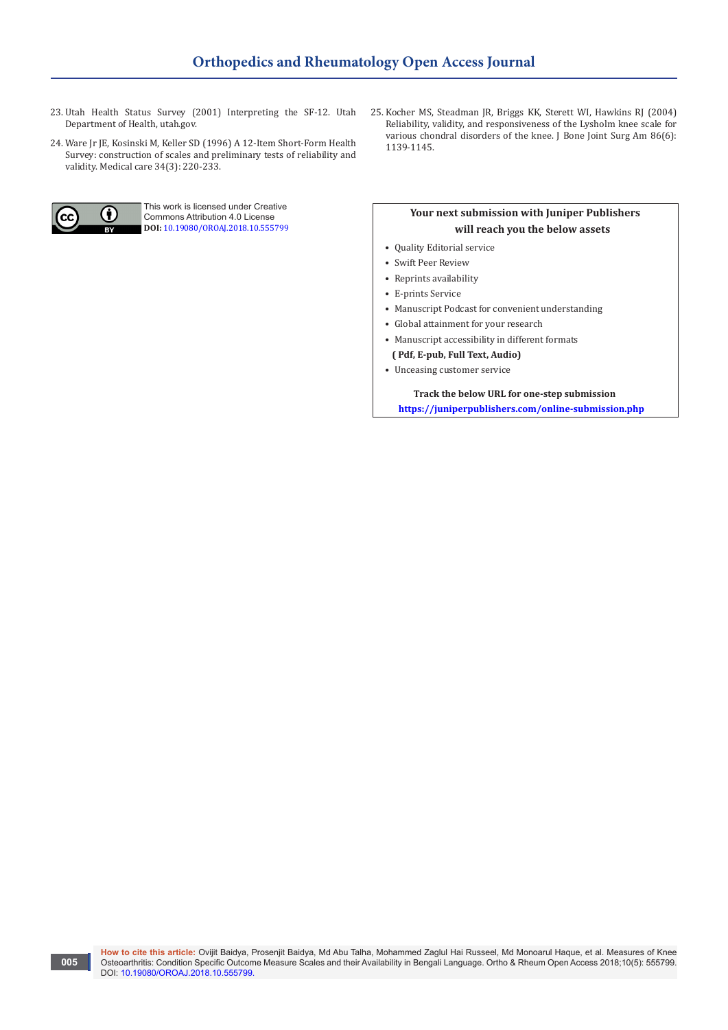23. Utah Health Status Survey (2001) Interpreting the SF-12. Utah Department of Health, utah.gov.

24. Ware Jr JE, Kosinski M, Keller SD (1996) A 12-Item Short-Form Health Survey: construction of scales and preliminary tests of reliability and validity. Medical care 34(3): 220-233.

25. Kocher MS, Steadman JR, Briggs KK, Sterett WI, Hawkins RJ (2004) Reliability, validity, and responsiveness of the Lysholm knee scale for various chondral disorders of the knee. J Bone Joint Surg Am 86(6): 1139-1145.

This work is licensed under Creative Commons Attribution 4.0 License
**DOI:** 10.19080/OROAJ.2018.10.555799

**Your next submission with Juniper Publishers will reach you the below assets**

- Quality Editorial service
- Swift Peer Review
- Reprints availability
- E-prints Service
- Manuscript Podcast for convenient understanding
- Global attainment for your research
- Manuscript accessibility in different formats
  **( Pdf, E-pub, Full Text, Audio)**
- Unceasing customer service

**Track the below URL for one-step submission**
**https://juniperpublishers.com/online-submission.php**

**How to cite this article:** Ovijit Baidya, Prosenjit Baidya, Md Abu Talha, Mohammed Zaglul Hai Russeel, Md Monoarul Haque, et al. Measures of Knee Osteoarthritis: Condition Specific Outcome Measure Scales and their Availability in Bengali Language. Ortho & Rheum Open Access 2018;10(5): 555799. DOI: 10.19080/OROAJ.2018.10.555799.